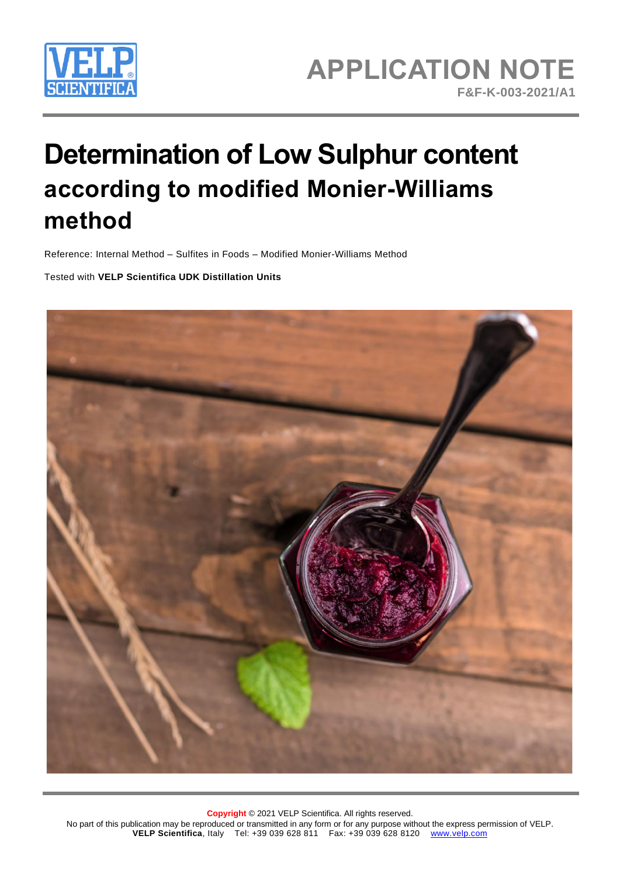# APPLICATION NOTE

**F&F-K-003-2021/A1**

# Determination of Low Sulphur content according to modified Monier-Williams method

Reference: Internal Method – Sulfites in Foods – Modified Monier-Williams Method

Tested with **VELP Scientifica UDK Distillation Units**

**Copyright** © 2021 VELP Scientifica. All rights reserved.
No part of this publication may be reproduced or transmitted in any form or for any purpose without the express permission of VELP.
**VELP Scientifica**, Italy Tel: +39 039 628 811 Fax: +39 039 628 8120 www.velp.com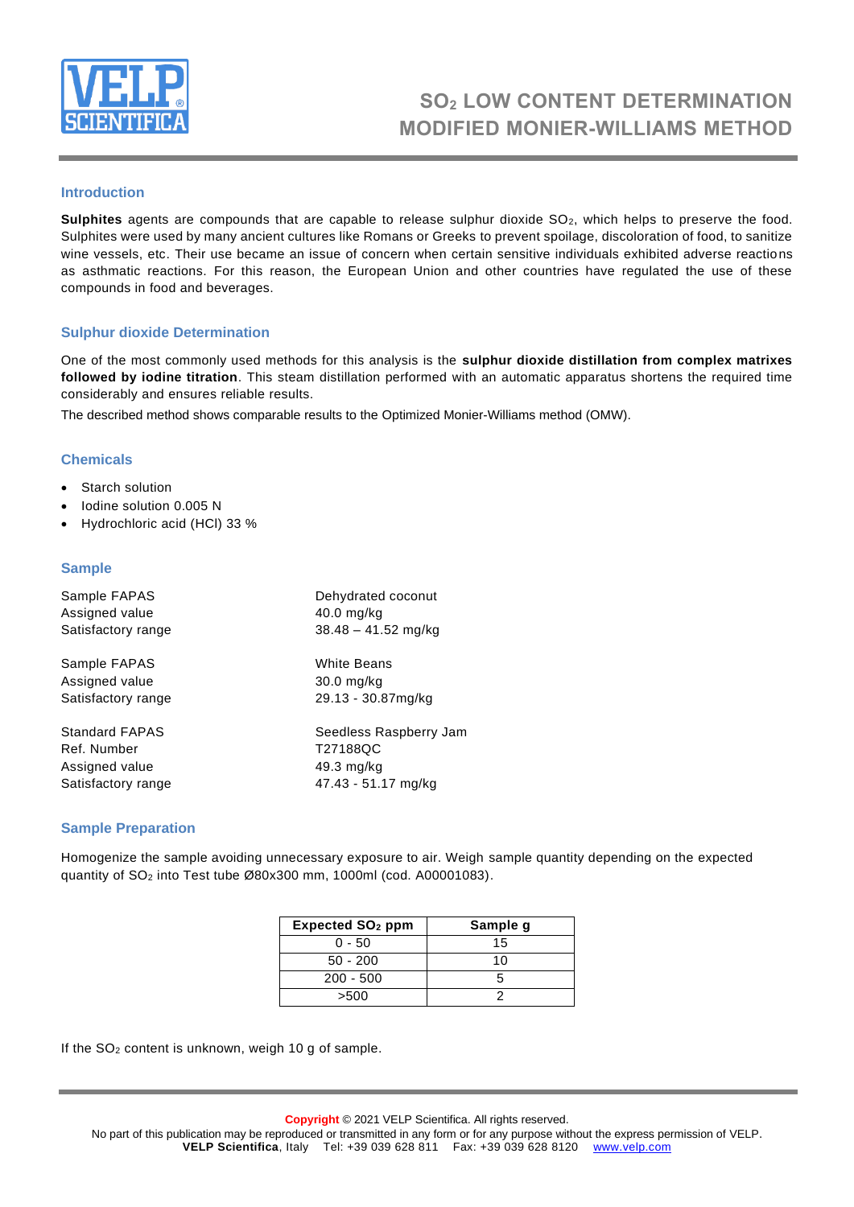# $SO_2$ LOW CONTENT DETERMINATION MODIFIED MONIER-WILLIAMS METHOD

## Introduction

**Sulphites** agents are compounds that are capable to release sulphur dioxide $SO_2$, which helps to preserve the food. Sulphites were used by many ancient cultures like Romans or Greeks to prevent spoilage, discoloration of food, to sanitize wine vessels, etc. Their use became an issue of concern when certain sensitive individuals exhibited adverse reactions as asthmatic reactions. For this reason, the European Union and other countries have regulated the use of these compounds in food and beverages.

## Sulphur dioxide Determination

One of the most commonly used methods for this analysis is the **sulphur dioxide distillation from complex matrixes followed by iodine titration**. This steam distillation performed with an automatic apparatus shortens the required time considerably and ensures reliable results.

The described method shows comparable results to the Optimized Monier-Williams method (OMW).

## Chemicals

- Starch solution
- Iodine solution 0.005 N
- Hydrochloric acid (HCl) 33 %

## Sample

| | |
|---|---|
| Sample FAPAS | Dehydrated coconut |
| Assigned value | 40.0 mg/kg |
| Satisfactory range | 38.48 – 41.52 mg/kg |

| | |
|---|---|
| Sample FAPAS | White Beans |
| Assigned value | 30.0 mg/kg |
| Satisfactory range | 29.13 - 30.87mg/kg |

| | |
|---|---|
| Standard FAPAS | Seedless Raspberry Jam |
| Ref. Number | T27188QC |
| Assigned value | 49.3 mg/kg |
| Satisfactory range | 47.43 - 51.17 mg/kg |

## Sample Preparation

Homogenize the sample avoiding unnecessary exposure to air. Weigh sample quantity depending on the expected quantity of $SO_2$ into Test tube Ø80x300 mm, 1000ml (cod. A00001083).

| Expected $SO_2$ ppm | Sample g |
|---|---|
| 0 - 50 | 15 |
| 50 - 200 | 10 |
| 200 - 500 | 5 |
| >500 | 2 |

If the $SO_2$ content is unknown, weigh 10 g of sample.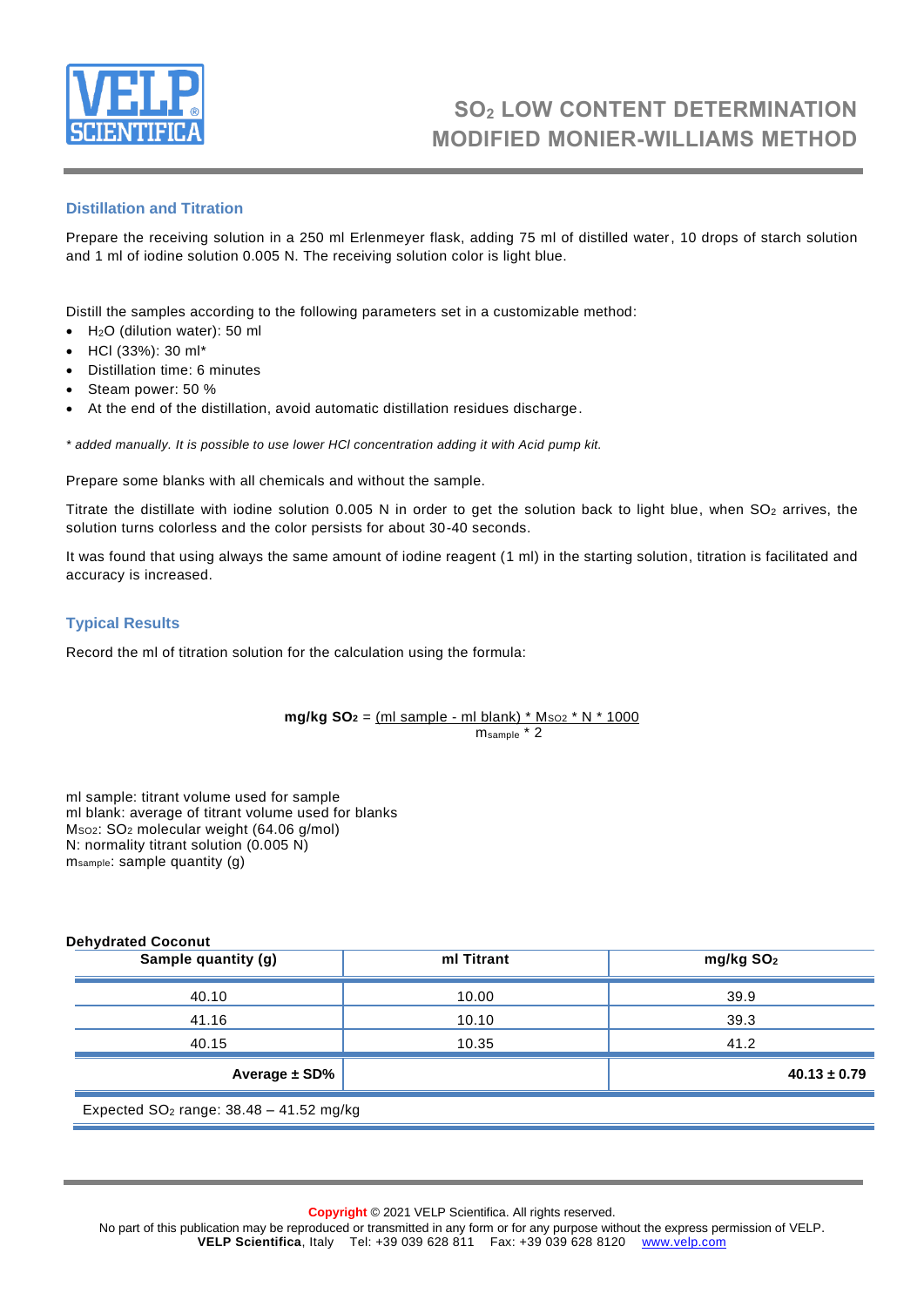## Distillation and Titration

Prepare the receiving solution in a 250 ml Erlenmeyer flask, adding 75 ml of distilled water, 10 drops of starch solution and 1 ml of iodine solution 0.005 N. The receiving solution color is light blue.

Distill the samples according to the following parameters set in a customizable method:

- $H_2O$ (dilution water): 50 ml
- HCl (33%): 30 ml*
- Distillation time: 6 minutes
- Steam power: 50 %
- At the end of the distillation, avoid automatic distillation residues discharge.

*\* added manually. It is possible to use lower HCl concentration adding it with Acid pump kit.*

Prepare some blanks with all chemicals and without the sample.

Titrate the distillate with iodine solution 0.005 N in order to get the solution back to light blue, when $SO_2$ arrives, the solution turns colorless and the color persists for about 30-40 seconds.

It was found that using always the same amount of iodine reagent (1 ml) in the starting solution, titration is facilitated and accuracy is increased.

## Typical Results

Record the ml of titration solution for the calculation using the formula:

$$\textbf{mg/kg } \mathbf{SO_2} = \frac{(\text{ml sample} - \text{ml blank}) * M_{SO_2} * N * 1000}{m_{sample} * 2}$$

ml sample: titrant volume used for sample
ml blank: average of titrant volume used for blanks
$M_{SO_2}$: $SO_2$ molecular weight (64.06 g/mol)
N: normality titrant solution (0.005 N)
$m_{sample}$: sample quantity (g)

**Dehydrated Coconut**

| Sample quantity (g) | ml Titrant | mg/kg $SO_2$ |
|---|---|---|
| 40.10 | 10.00 | 39.9 |
| 41.16 | 10.10 | 39.3 |
| 40.15 | 10.35 | 41.2 |
| **Average ± SD%** | | **40.13 ± 0.79** |
| Expected $SO_2$ range: 38.48 – 41.52 mg/kg | | |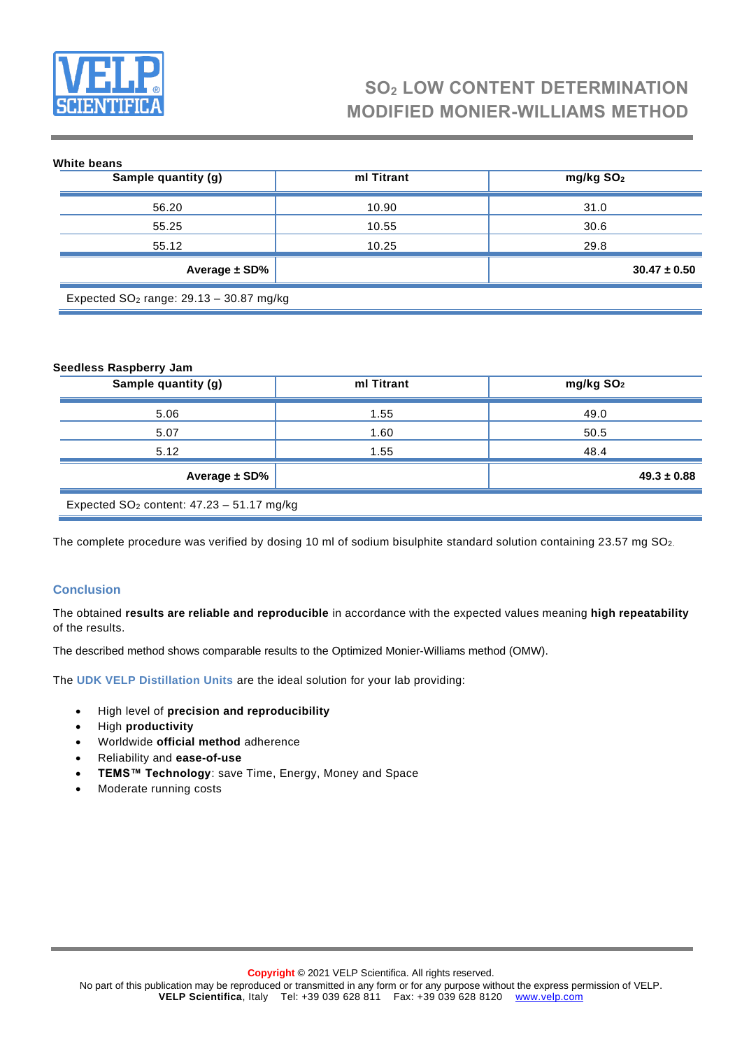**White beans**

| Sample quantity (g) | ml Titrant | mg/kg $SO_2$ |
|---|---|---|
| 56.20 | 10.90 | 31.0 |
| 55.25 | 10.55 | 30.6 |
| 55.12 | 10.25 | 29.8 |
| **Average ± SD%** | | **30.47 ± 0.50** |
| Expected $SO_2$ range: 29.13 – 30.87 mg/kg | | |

**Seedless Raspberry Jam**

| Sample quantity (g) | ml Titrant | mg/kg $SO_2$ |
|---|---|---|
| 5.06 | 1.55 | 49.0 |
| 5.07 | 1.60 | 50.5 |
| 5.12 | 1.55 | 48.4 |
| **Average ± SD%** | | **49.3 ± 0.88** |
| Expected $SO_2$ content: 47.23 – 51.17 mg/kg | | |

The complete procedure was verified by dosing 10 ml of sodium bisulphite standard solution containing 23.57 mg $SO_2$.

## Conclusion

The obtained **results are reliable and reproducible** in accordance with the expected values meaning **high repeatability** of the results.

The described method shows comparable results to the Optimized Monier-Williams method (OMW).

The **UDK VELP Distillation Units** are the ideal solution for your lab providing:

- High level of **precision and reproducibility**
- High **productivity**
- Worldwide **official method** adherence
- Reliability and **ease-of-use**
- **TEMS™ Technology**: save Time, Energy, Money and Space
- Moderate running costs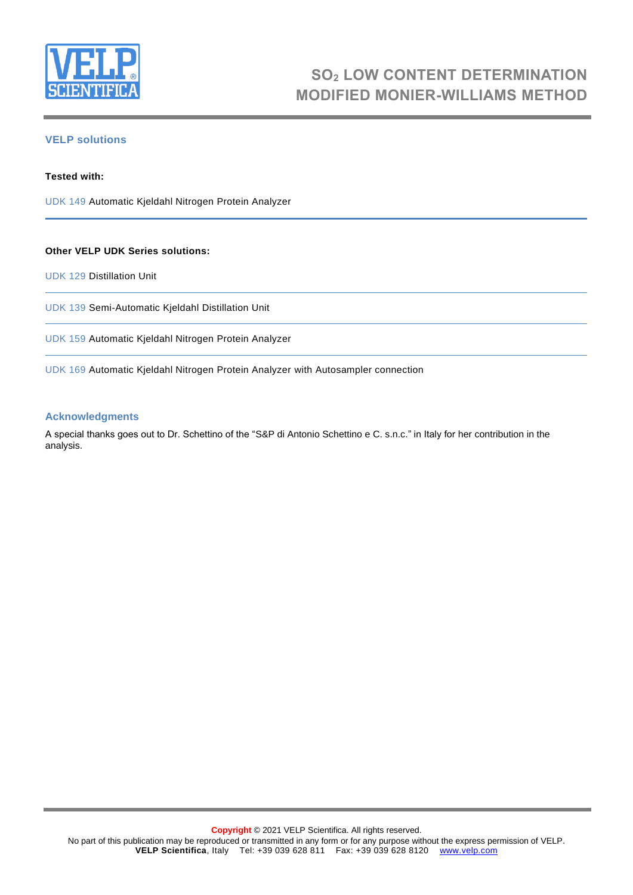## VELP solutions

**Tested with:**

UDK 149 Automatic Kjeldahl Nitrogen Protein Analyzer

**Other VELP UDK Series solutions:**

UDK 129 Distillation Unit

UDK 139 Semi-Automatic Kjeldahl Distillation Unit

UDK 159 Automatic Kjeldahl Nitrogen Protein Analyzer

UDK 169 Automatic Kjeldahl Nitrogen Protein Analyzer with Autosampler connection

## Acknowledgments

A special thanks goes out to Dr. Schettino of the "S&P di Antonio Schettino e C. s.n.c." in Italy for her contribution in the analysis.